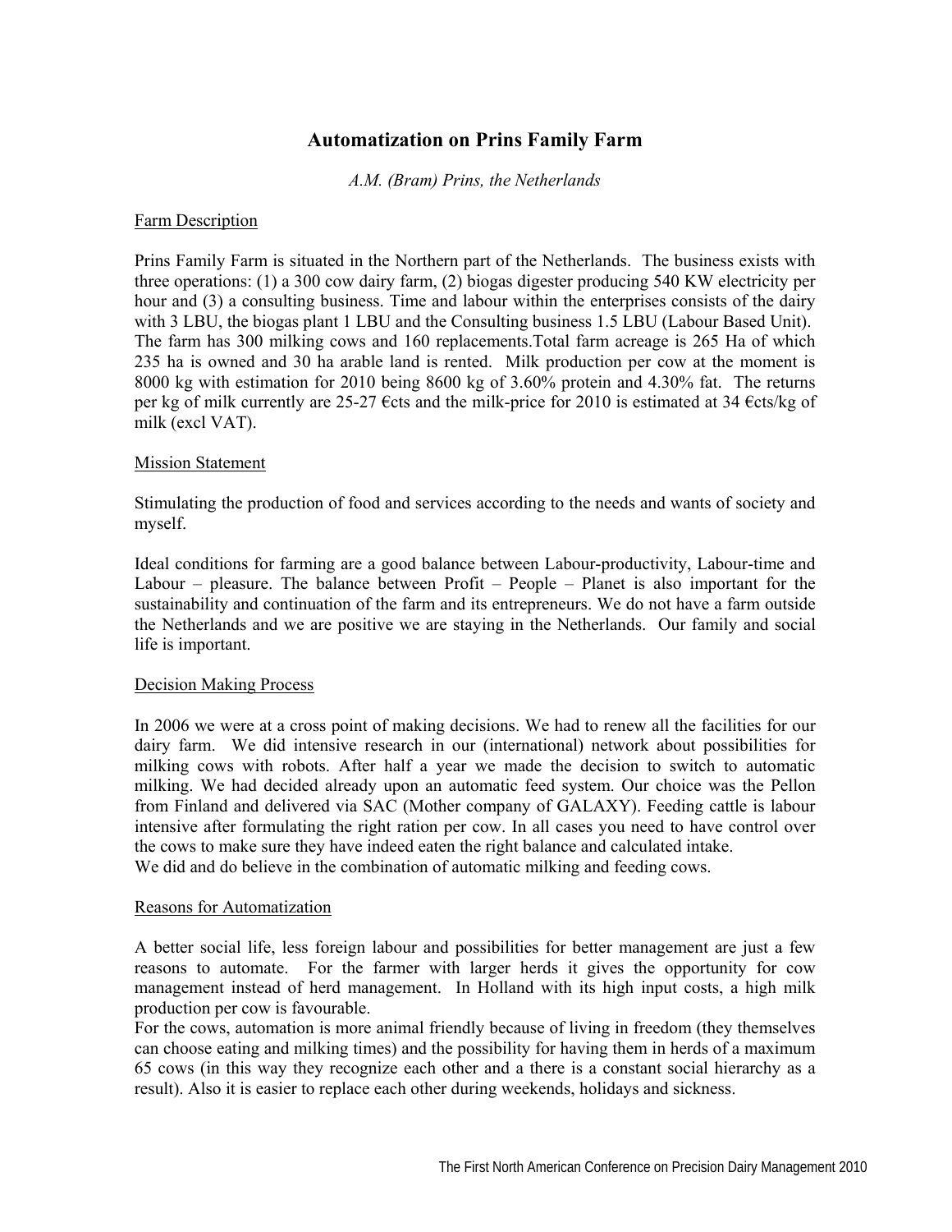# Automatization on Prins Family Farm

*A.M. (Bram) Prins, the Netherlands*

## Farm Description

Prins Family Farm is situated in the Northern part of the Netherlands. The business exists with three operations: (1) a 300 cow dairy farm, (2) biogas digester producing 540 KW electricity per hour and (3) a consulting business. Time and labour within the enterprises consists of the dairy with 3 LBU, the biogas plant 1 LBU and the Consulting business 1.5 LBU (Labour Based Unit). The farm has 300 milking cows and 160 replacements.Total farm acreage is 265 Ha of which 235 ha is owned and 30 ha arable land is rented. Milk production per cow at the moment is 8000 kg with estimation for 2010 being 8600 kg of 3.60% protein and 4.30% fat. The returns per kg of milk currently are 25-27 €cts and the milk-price for 2010 is estimated at 34 €cts/kg of milk (excl VAT).

## Mission Statement

Stimulating the production of food and services according to the needs and wants of society and myself.

Ideal conditions for farming are a good balance between Labour-productivity, Labour-time and Labour – pleasure. The balance between Profit – People – Planet is also important for the sustainability and continuation of the farm and its entrepreneurs. We do not have a farm outside the Netherlands and we are positive we are staying in the Netherlands. Our family and social life is important.

## Decision Making Process

In 2006 we were at a cross point of making decisions. We had to renew all the facilities for our dairy farm. We did intensive research in our (international) network about possibilities for milking cows with robots. After half a year we made the decision to switch to automatic milking. We had decided already upon an automatic feed system. Our choice was the Pellon from Finland and delivered via SAC (Mother company of GALAXY). Feeding cattle is labour intensive after formulating the right ration per cow. In all cases you need to have control over the cows to make sure they have indeed eaten the right balance and calculated intake.
We did and do believe in the combination of automatic milking and feeding cows.

## Reasons for Automatization

A better social life, less foreign labour and possibilities for better management are just a few reasons to automate. For the farmer with larger herds it gives the opportunity for cow management instead of herd management. In Holland with its high input costs, a high milk production per cow is favourable.
For the cows, automation is more animal friendly because of living in freedom (they themselves can choose eating and milking times) and the possibility for having them in herds of a maximum 65 cows (in this way they recognize each other and a there is a constant social hierarchy as a result). Also it is easier to replace each other during weekends, holidays and sickness.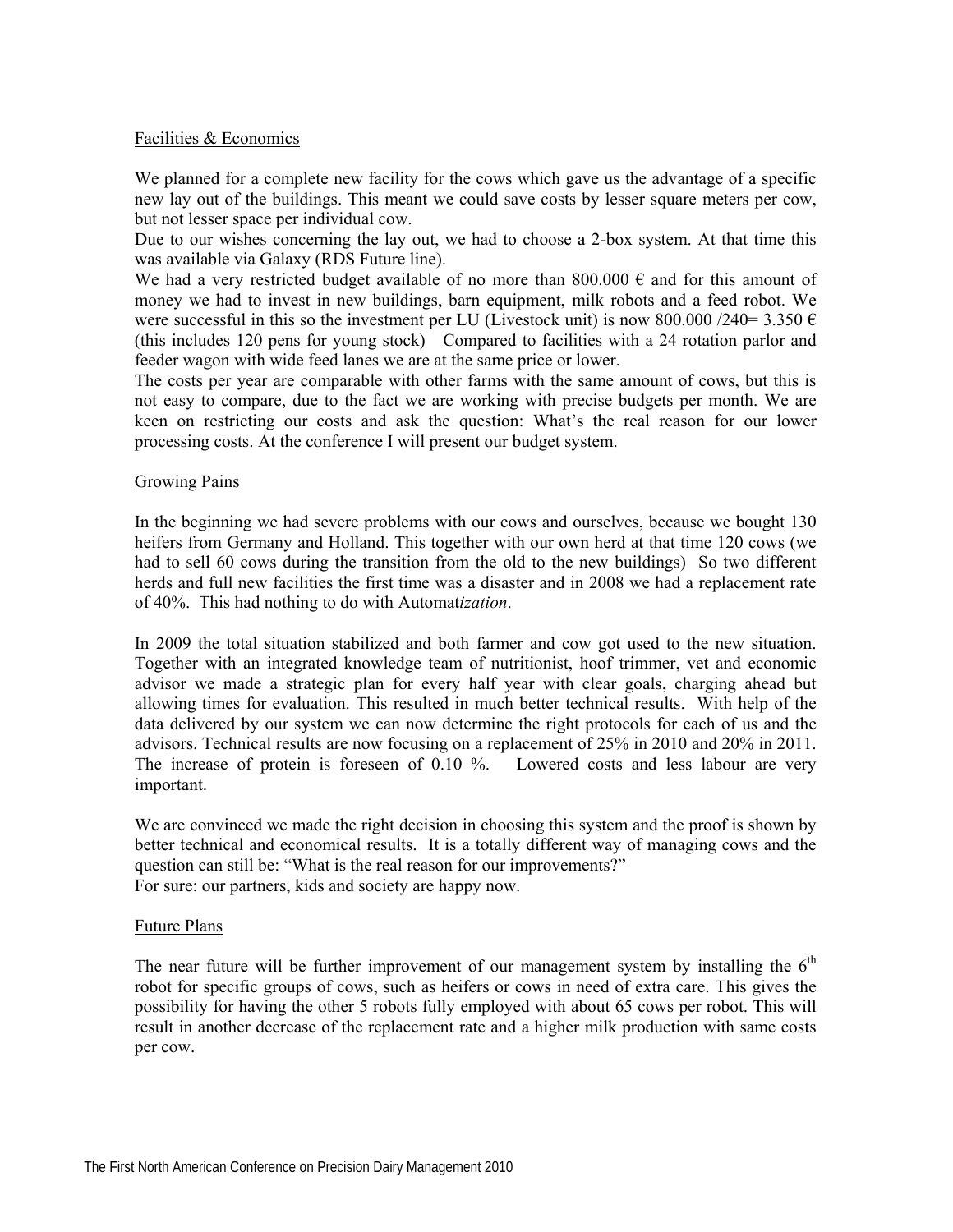## Facilities & Economics

We planned for a complete new facility for the cows which gave us the advantage of a specific new lay out of the buildings. This meant we could save costs by lesser square meters per cow, but not lesser space per individual cow.

Due to our wishes concerning the lay out, we had to choose a 2-box system. At that time this was available via Galaxy (RDS Future line).

We had a very restricted budget available of no more than 800.000 € and for this amount of money we had to invest in new buildings, barn equipment, milk robots and a feed robot. We were successful in this so the investment per LU (Livestock unit) is now 800.000 /240= 3.350 € (this includes 120 pens for young stock) Compared to facilities with a 24 rotation parlor and feeder wagon with wide feed lanes we are at the same price or lower.

The costs per year are comparable with other farms with the same amount of cows, but this is not easy to compare, due to the fact we are working with precise budgets per month. We are keen on restricting our costs and ask the question: What's the real reason for our lower processing costs. At the conference I will present our budget system.

## Growing Pains

In the beginning we had severe problems with our cows and ourselves, because we bought 130 heifers from Germany and Holland. This together with our own herd at that time 120 cows (we had to sell 60 cows during the transition from the old to the new buildings) So two different herds and full new facilities the first time was a disaster and in 2008 we had a replacement rate of 40%. This had nothing to do with Automat*ization*.

In 2009 the total situation stabilized and both farmer and cow got used to the new situation. Together with an integrated knowledge team of nutritionist, hoof trimmer, vet and economic advisor we made a strategic plan for every half year with clear goals, charging ahead but allowing times for evaluation. This resulted in much better technical results. With help of the data delivered by our system we can now determine the right protocols for each of us and the advisors. Technical results are now focusing on a replacement of 25% in 2010 and 20% in 2011. The increase of protein is foreseen of 0.10 %. Lowered costs and less labour are very important.

We are convinced we made the right decision in choosing this system and the proof is shown by better technical and economical results. It is a totally different way of managing cows and the question can still be: "What is the real reason for our improvements?"
For sure: our partners, kids and society are happy now.

## Future Plans

The near future will be further improvement of our management system by installing the 6$^{th}$ robot for specific groups of cows, such as heifers or cows in need of extra care. This gives the possibility for having the other 5 robots fully employed with about 65 cows per robot. This will result in another decrease of the replacement rate and a higher milk production with same costs per cow.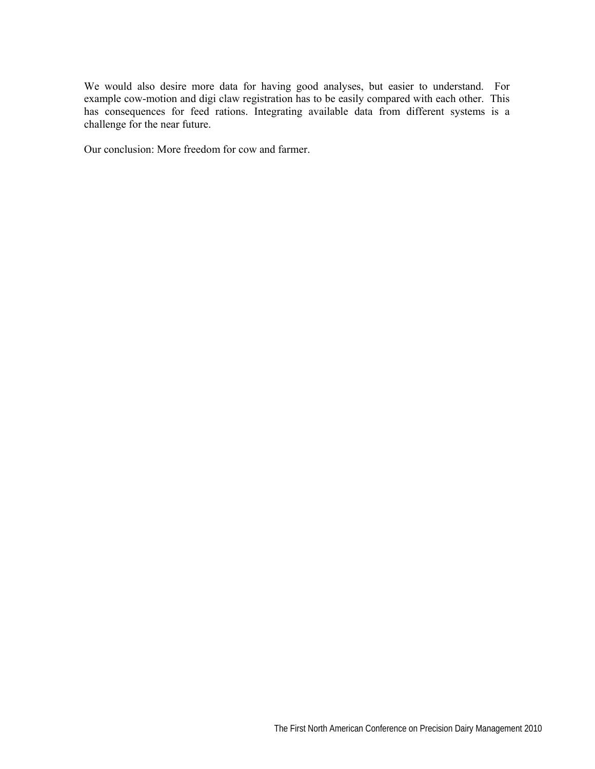We would also desire more data for having good analyses, but easier to understand. For example cow-motion and digi claw registration has to be easily compared with each other. This has consequences for feed rations. Integrating available data from different systems is a challenge for the near future.

Our conclusion: More freedom for cow and farmer.